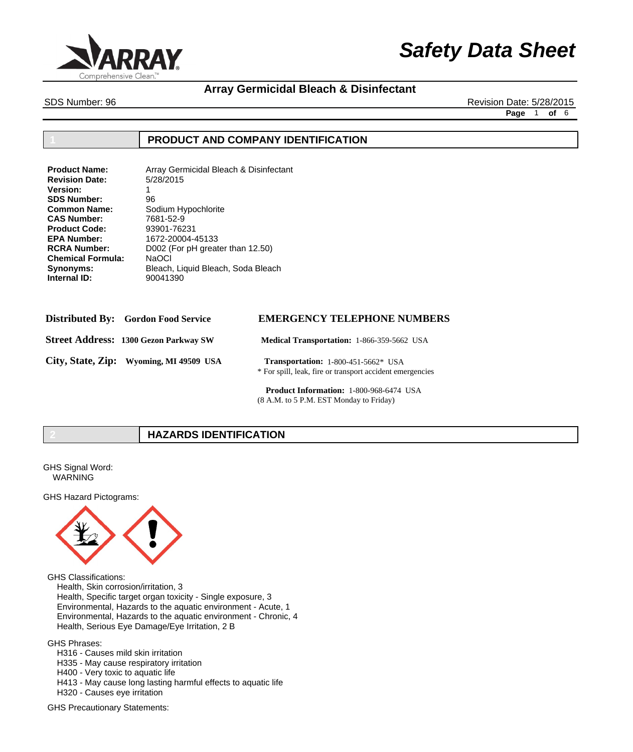# Safety Data Sheet

## Array Germicidal Bleach & Disinfectant

SDS Number: 96

Revision Date: 5/28/2015

## 1 PRODUCT AND COMPANY IDENTIFICATION

**Product Name:** Array Germicidal Bleach & Disinfectant
**Revision Date:** 5/28/2015
**Version:** 1
**SDS Number:** 96
**Common Name:** Sodium Hypochlorite
**CAS Number:** 7681-52-9
**Product Code:** 93901-76231
**EPA Number:** 1672-20004-45133
**RCRA Number:** D002 (For pH greater than 12.50)
**Chemical Formula:** NaOCl
**Synonyms:** Bleach, Liquid Bleach, Soda Bleach
**Internal ID:** 90041390

**Distributed By:** **Gordon Food Service**

**Street Address:** **1300 Gezon Parkway SW**

**City, State, Zip:** **Wyoming, MI 49509 USA**

**EMERGENCY TELEPHONE NUMBERS**

**Medical Transportation:** 1-866-359-5662 USA

**Transportation:** 1-800-451-5662* USA
* For spill, leak, fire or transport accident emergencies

**Product Information:** 1-800-968-6474 USA
(8 A.M. to 5 P.M. EST Monday to Friday)

## 2 HAZARDS IDENTIFICATION

GHS Signal Word:
WARNING

GHS Hazard Pictograms:

GHS Classifications:
- Health, Skin corrosion/irritation, 3
- Health, Specific target organ toxicity - Single exposure, 3
- Environmental, Hazards to the aquatic environment - Acute, 1
- Environmental, Hazards to the aquatic environment - Chronic, 4
- Health, Serious Eye Damage/Eye Irritation, 2 B

GHS Phrases:
- H316 - Causes mild skin irritation
- H335 - May cause respiratory irritation
- H400 - Very toxic to aquatic life
- H413 - May cause long lasting harmful effects to aquatic life
- H320 - Causes eye irritation

GHS Precautionary Statements: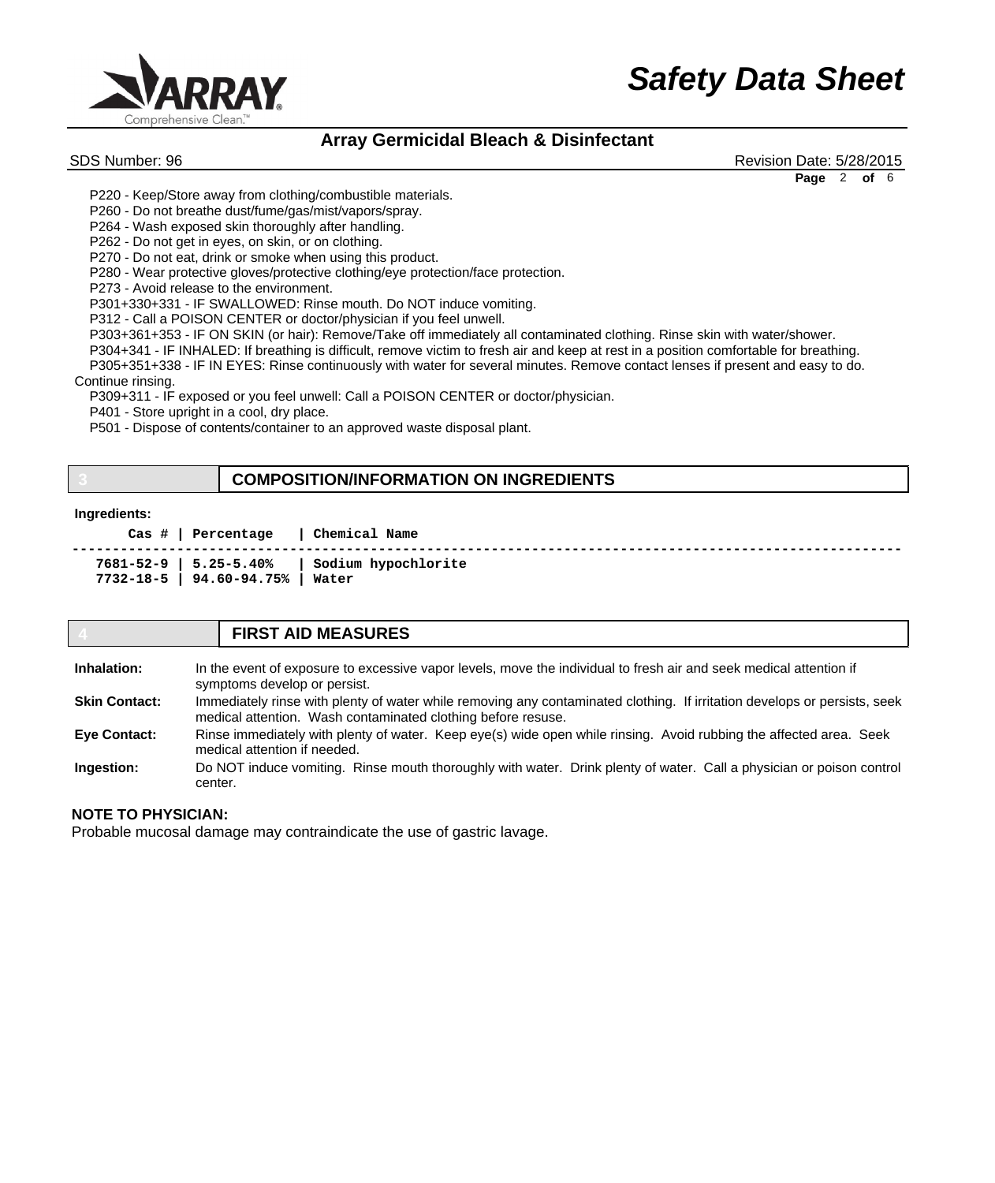P220 - Keep/Store away from clothing/combustible materials.
P260 - Do not breathe dust/fume/gas/mist/vapors/spray.
P264 - Wash exposed skin thoroughly after handling.
P262 - Do not get in eyes, on skin, or on clothing.
P270 - Do not eat, drink or smoke when using this product.
P280 - Wear protective gloves/protective clothing/eye protection/face protection.
P273 - Avoid release to the environment.
P301+330+331 - IF SWALLOWED: Rinse mouth. Do NOT induce vomiting.
P312 - Call a POISON CENTER or doctor/physician if you feel unwell.
P303+361+353 - IF ON SKIN (or hair): Remove/Take off immediately all contaminated clothing. Rinse skin with water/shower.
P304+341 - IF INHALED: If breathing is difficult, remove victim to fresh air and keep at rest in a position comfortable for breathing.
P305+351+338 - IF IN EYES: Rinse continuously with water for several minutes. Remove contact lenses if present and easy to do. Continue rinsing.
P309+311 - IF exposed or you feel unwell: Call a POISON CENTER or doctor/physician.
P401 - Store upright in a cool, dry place.
P501 - Dispose of contents/container to an approved waste disposal plant.

## 3 COMPOSITION/INFORMATION ON INGREDIENTS

**Ingredients:**

| Cas # | Percentage | Chemical Name |
|---|---|---|
| 7681-52-9 | 5.25-5.40% | Sodium hypochlorite |
| 7732-18-5 | 94.60-94.75% | Water |

## 4 FIRST AID MEASURES

**Inhalation:** In the event of exposure to excessive vapor levels, move the individual to fresh air and seek medical attention if symptoms develop or persist.

**Skin Contact:** Immediately rinse with plenty of water while removing any contaminated clothing. If irritation develops or persists, seek medical attention. Wash contaminated clothing before resuse.

**Eye Contact:** Rinse immediately with plenty of water. Keep eye(s) wide open while rinsing. Avoid rubbing the affected area. Seek medical attention if needed.

**Ingestion:** Do NOT induce vomiting. Rinse mouth thoroughly with water. Drink plenty of water. Call a physician or poison control center.

**NOTE TO PHYSICIAN:**

Probable mucosal damage may contraindicate the use of gastric lavage.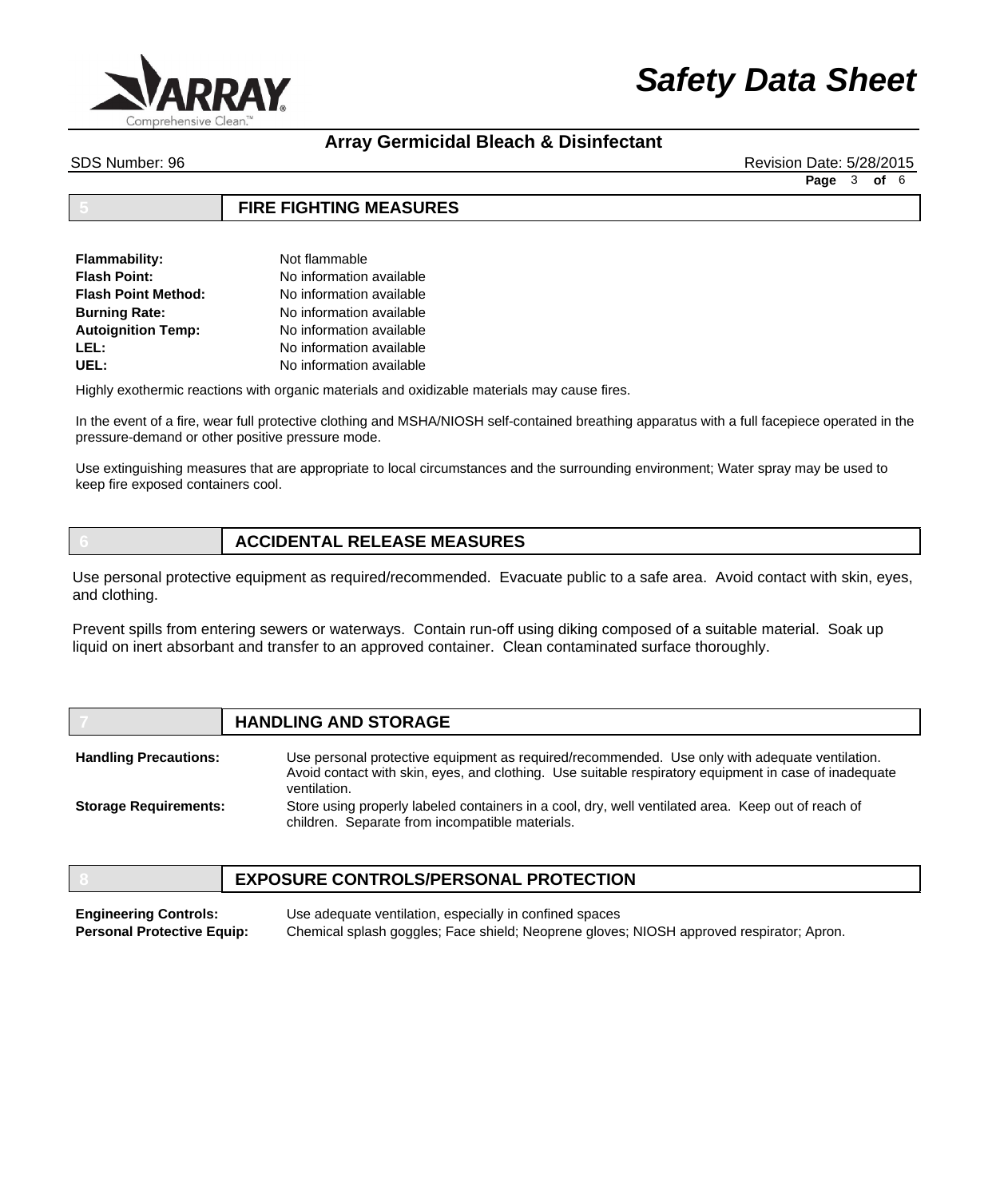## 5 FIRE FIGHTING MEASURES

**Flammability:** Not flammable
**Flash Point:** No information available
**Flash Point Method:** No information available
**Burning Rate:** No information available
**Autoignition Temp:** No information available
**LEL:** No information available
**UEL:** No information available

Highly exothermic reactions with organic materials and oxidizable materials may cause fires.

In the event of a fire, wear full protective clothing and MSHA/NIOSH self-contained breathing apparatus with a full facepiece operated in the pressure-demand or other positive pressure mode.

Use extinguishing measures that are appropriate to local circumstances and the surrounding environment; Water spray may be used to keep fire exposed containers cool.

## 6 ACCIDENTAL RELEASE MEASURES

Use personal protective equipment as required/recommended. Evacuate public to a safe area. Avoid contact with skin, eyes, and clothing.

Prevent spills from entering sewers or waterways. Contain run-off using diking composed of a suitable material. Soak up liquid on inert absorbant and transfer to an approved container. Clean contaminated surface thoroughly.

## 7 HANDLING AND STORAGE

**Handling Precautions:** Use personal protective equipment as required/recommended. Use only with adequate ventilation. Avoid contact with skin, eyes, and clothing. Use suitable respiratory equipment in case of inadequate ventilation.

**Storage Requirements:** Store using properly labeled containers in a cool, dry, well ventilated area. Keep out of reach of children. Separate from incompatible materials.

## 8 EXPOSURE CONTROLS/PERSONAL PROTECTION

**Engineering Controls:** Use adequate ventilation, especially in confined spaces
**Personal Protective Equip:** Chemical splash goggles; Face shield; Neoprene gloves; NIOSH approved respirator; Apron.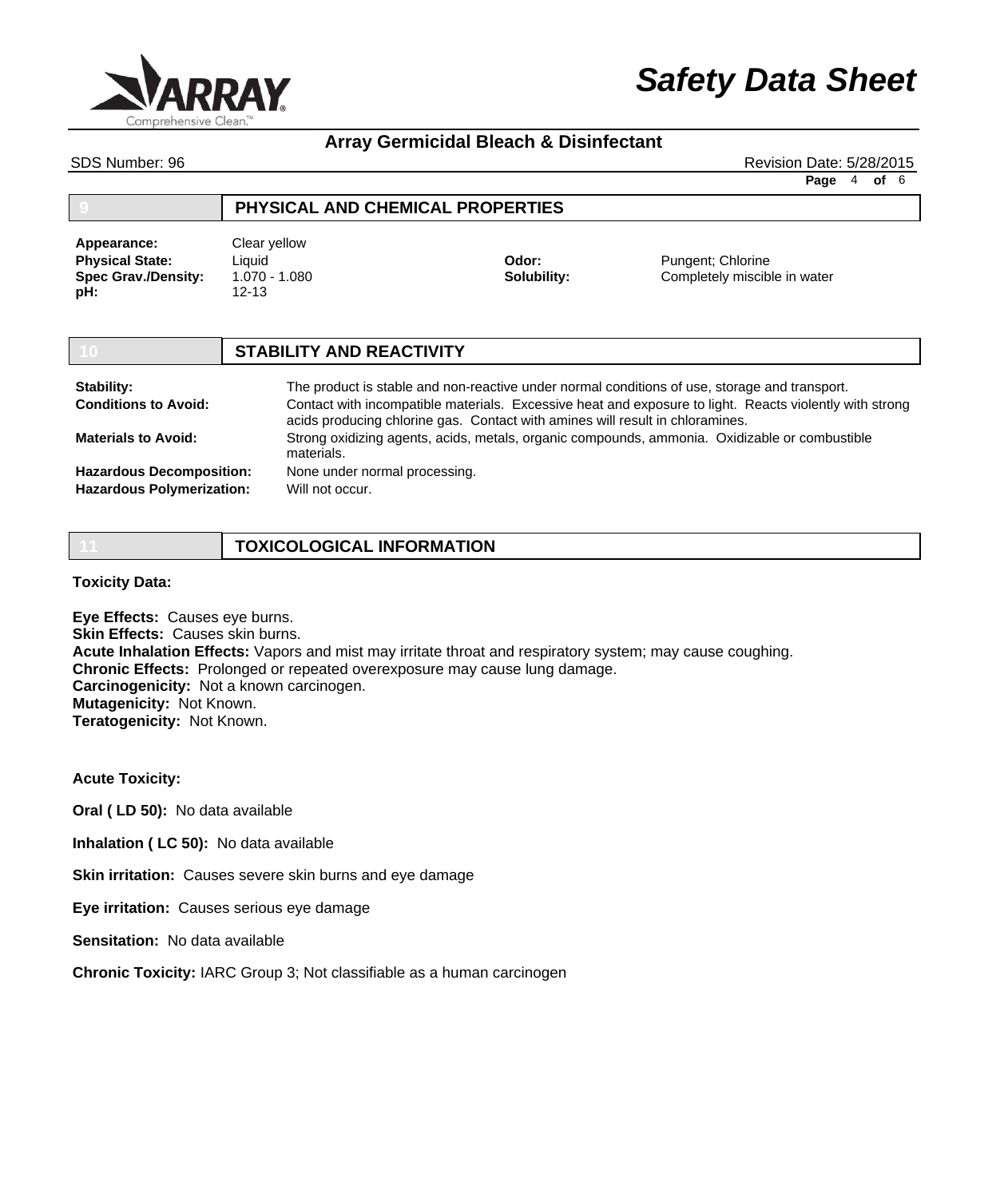## 9 PHYSICAL AND CHEMICAL PROPERTIES

| | | | |
|---|---|---|---|
| **Appearance:** | Clear yellow | | |
| **Physical State:** | Liquid | **Odor:** | Pungent; Chlorine |
| **Spec Grav./Density:** | 1.070 - 1.080 | **Solubility:** | Completely miscible in water |
| **pH:** | 12-13 | | |

## 10 STABILITY AND REACTIVITY

**Stability:** The product is stable and non-reactive under normal conditions of use, storage and transport.

**Conditions to Avoid:** Contact with incompatible materials. Excessive heat and exposure to light. Reacts violently with strong acids producing chlorine gas. Contact with amines will result in chloramines.

**Materials to Avoid:** Strong oxidizing agents, acids, metals, organic compounds, ammonia. Oxidizable or combustible materials.

**Hazardous Decomposition:** None under normal processing.

**Hazardous Polymerization:** Will not occur.

## 11 TOXICOLOGICAL INFORMATION

**Toxicity Data:**

**Eye Effects:** Causes eye burns.
**Skin Effects:** Causes skin burns.
**Acute Inhalation Effects:** Vapors and mist may irritate throat and respiratory system; may cause coughing.
**Chronic Effects:** Prolonged or repeated overexposure may cause lung damage.
**Carcinogenicity:** Not a known carcinogen.
**Mutagenicity:** Not Known.
**Teratogenicity:** Not Known.

**Acute Toxicity:**

**Oral ( LD 50):** No data available

**Inhalation ( LC 50):** No data available

**Skin irritation:** Causes severe skin burns and eye damage

**Eye irritation:** Causes serious eye damage

**Sensitation:** No data available

**Chronic Toxicity:** IARC Group 3; Not classifiable as a human carcinogen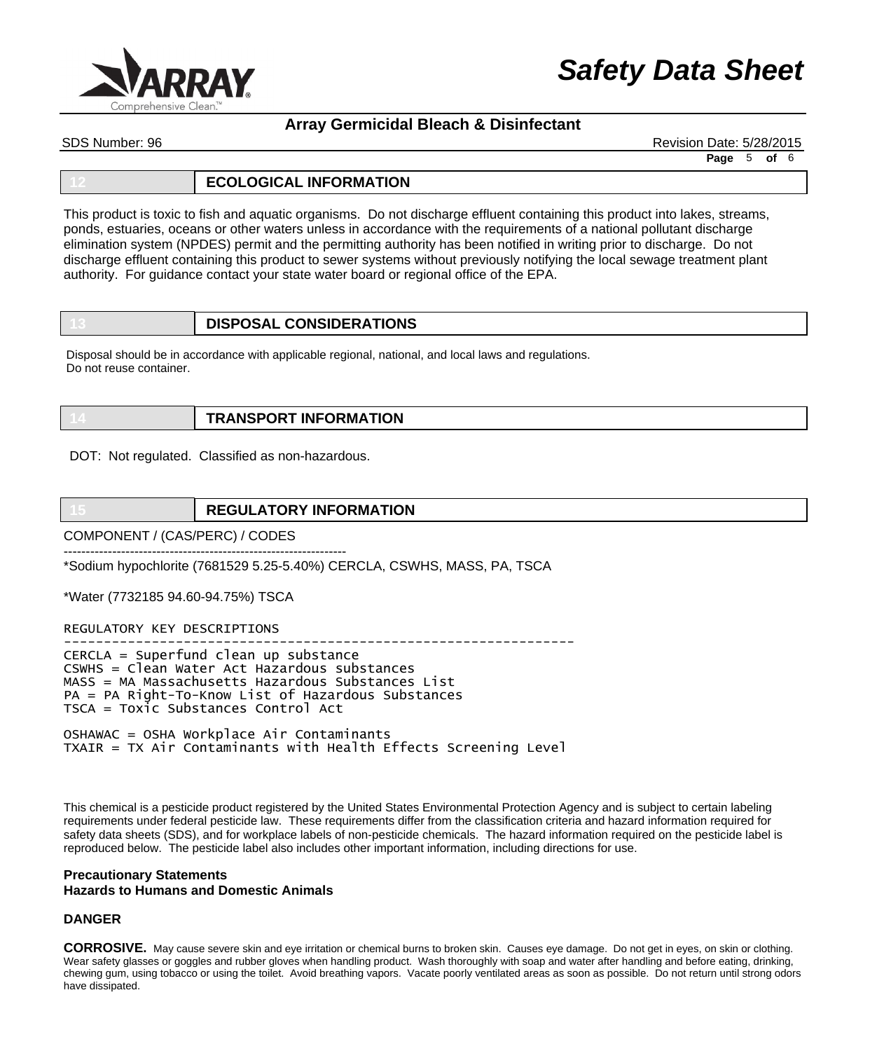## 12 ECOLOGICAL INFORMATION

This product is toxic to fish and aquatic organisms. Do not discharge effluent containing this product into lakes, streams, ponds, estuaries, oceans or other waters unless in accordance with the requirements of a national pollutant discharge elimination system (NPDES) permit and the permitting authority has been notified in writing prior to discharge. Do not discharge effluent containing this product to sewer systems without previously notifying the local sewage treatment plant authority. For guidance contact your state water board or regional office of the EPA.

## 13 DISPOSAL CONSIDERATIONS

Disposal should be in accordance with applicable regional, national, and local laws and regulations.
Do not reuse container.

## 14 TRANSPORT INFORMATION

DOT: Not regulated. Classified as non-hazardous.

## 15 REGULATORY INFORMATION

COMPONENT / (CAS/PERC) / CODES

-----------------------------------------------------------------

*Sodium hypochlorite (7681529 5.25-5.40%) CERCLA, CSWHS, MASS, PA, TSCA

*Water (7732185 94.60-94.75%) TSCA

```
REGULATORY KEY DESCRIPTIONS
----------------------------------------------------------------
CERCLA = Superfund clean up substance
CSWHS = Clean Water Act Hazardous substances
MASS = MA Massachusetts Hazardous Substances List
PA = PA Right-To-Know List of Hazardous Substances
TSCA = Toxic Substances Control Act

OSHAWAC = OSHA Workplace Air Contaminants
TXAIR = TX Air Contaminants with Health Effects Screening Level
```

This chemical is a pesticide product registered by the United States Environmental Protection Agency and is subject to certain labeling requirements under federal pesticide law. These requirements differ from the classification criteria and hazard information required for safety data sheets (SDS), and for workplace labels of non-pesticide chemicals. The hazard information required on the pesticide label is reproduced below. The pesticide label also includes other important information, including directions for use.

**Precautionary Statements**
**Hazards to Humans and Domestic Animals**

**DANGER**

**CORROSIVE.** May cause severe skin and eye irritation or chemical burns to broken skin. Causes eye damage. Do not get in eyes, on skin or clothing. Wear safety glasses or goggles and rubber gloves when handling product. Wash thoroughly with soap and water after handling and before eating, drinking, chewing gum, using tobacco or using the toilet. Avoid breathing vapors. Vacate poorly ventilated areas as soon as possible. Do not return until strong odors have dissipated.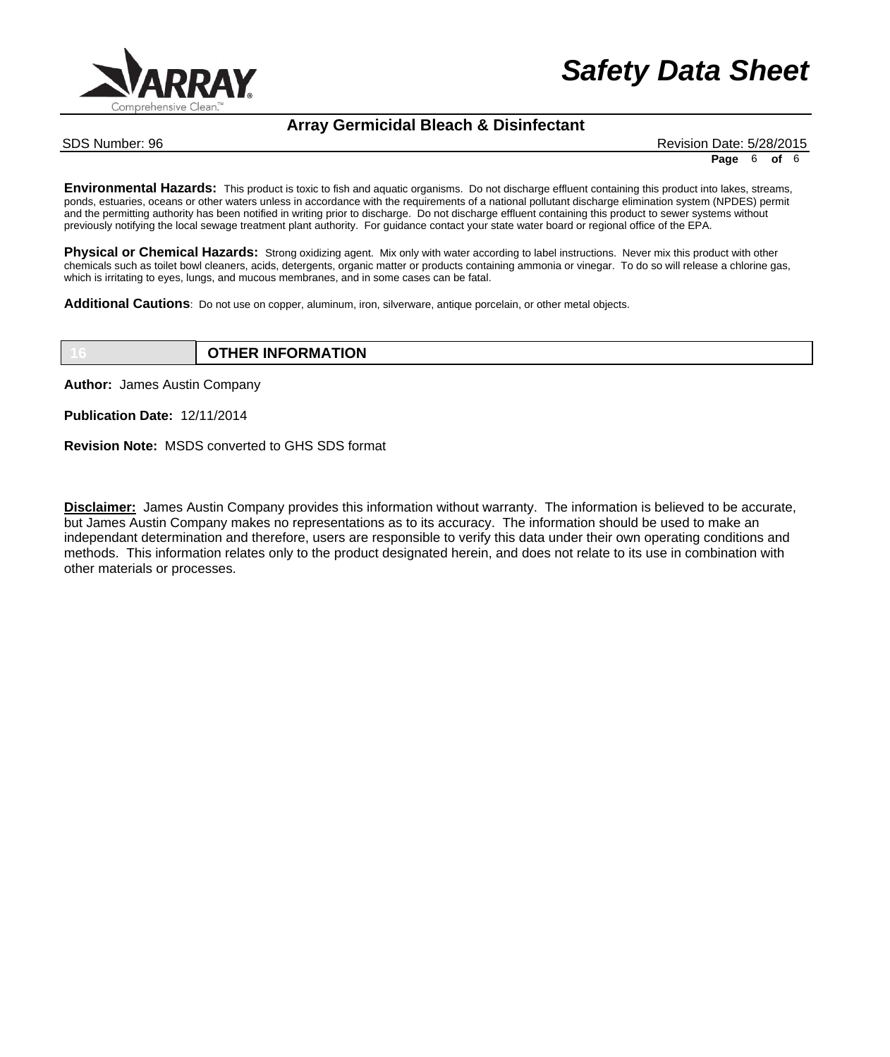**Environmental Hazards:** This product is toxic to fish and aquatic organisms. Do not discharge effluent containing this product into lakes, streams, ponds, estuaries, oceans or other waters unless in accordance with the requirements of a national pollutant discharge elimination system (NPDES) permit and the permitting authority has been notified in writing prior to discharge. Do not discharge effluent containing this product to sewer systems without previously notifying the local sewage treatment plant authority. For guidance contact your state water board or regional office of the EPA.

**Physical or Chemical Hazards:** Strong oxidizing agent. Mix only with water according to label instructions. Never mix this product with other chemicals such as toilet bowl cleaners, acids, detergents, organic matter or products containing ammonia or vinegar. To do so will release a chlorine gas, which is irritating to eyes, lungs, and mucous membranes, and in some cases can be fatal.

**Additional Cautions**: Do not use on copper, aluminum, iron, silverware, antique porcelain, or other metal objects.

## 16 OTHER INFORMATION

**Author:** James Austin Company

**Publication Date:** 12/11/2014

**Revision Note:** MSDS converted to GHS SDS format

**Disclaimer:** James Austin Company provides this information without warranty. The information is believed to be accurate, but James Austin Company makes no representations as to its accuracy. The information should be used to make an independant determination and therefore, users are responsible to verify this data under their own operating conditions and methods. This information relates only to the product designated herein, and does not relate to its use in combination with other materials or processes.